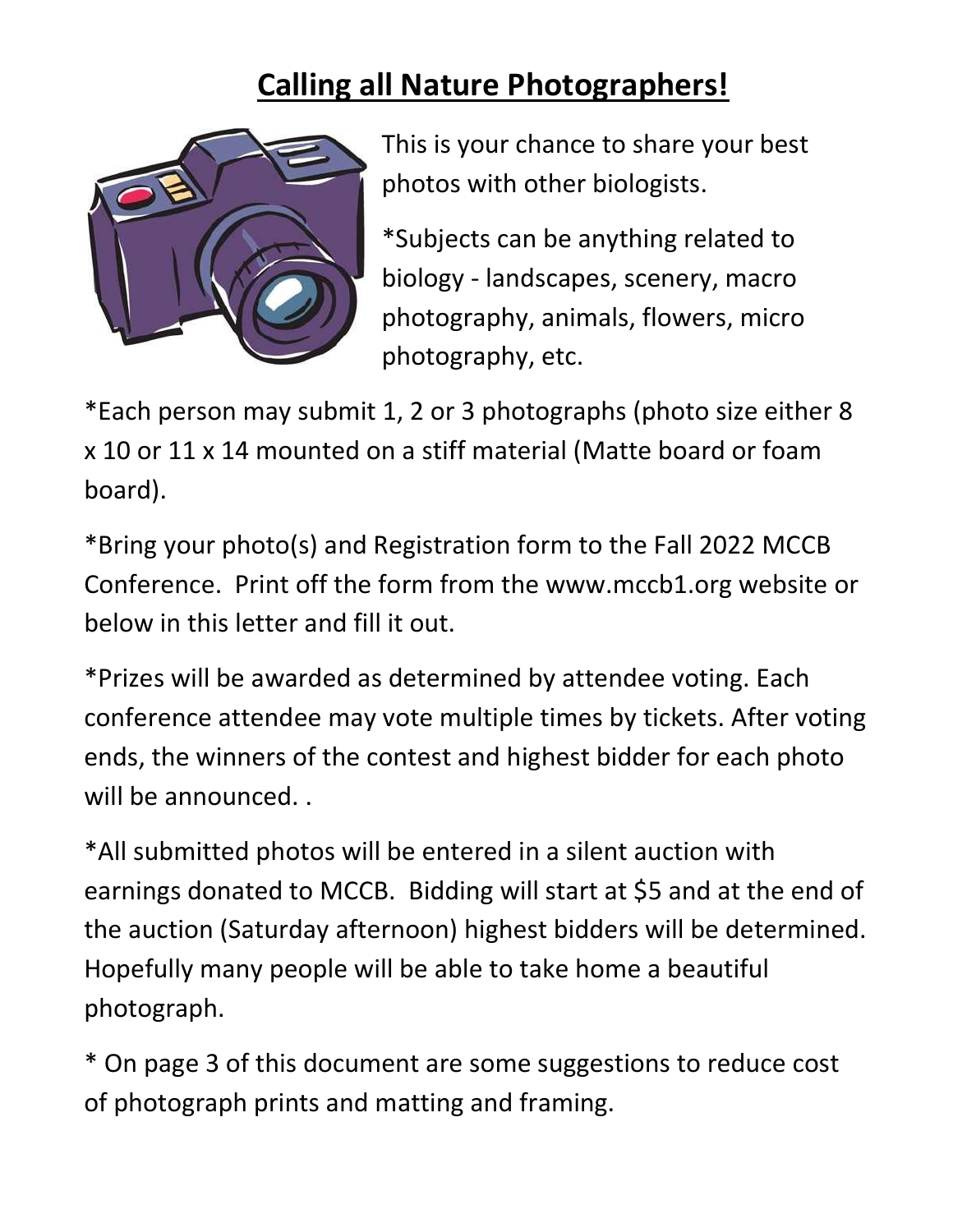# Calling all Nature Photographers!

This is your chance to share your best photos with other biologists.

*Subjects can be anything related to biology - landscapes, scenery, macro photography, animals, flowers, micro photography, etc.

*Each person may submit 1, 2 or 3 photographs (photo size either 8 x 10 or 11 x 14 mounted on a stiff material (Matte board or foam board).

*Bring your photo(s) and Registration form to the Fall 2022 MCCB Conference. Print off the form from the www.mccb1.org website or below in this letter and fill it out.

*Prizes will be awarded as determined by attendee voting. Each conference attendee may vote multiple times by tickets. After voting ends, the winners of the contest and highest bidder for each photo will be announced. .

*All submitted photos will be entered in a silent auction with earnings donated to MCCB. Bidding will start at $5 and at the end of the auction (Saturday afternoon) highest bidders will be determined. Hopefully many people will be able to take home a beautiful photograph.

* On page 3 of this document are some suggestions to reduce cost of photograph prints and matting and framing.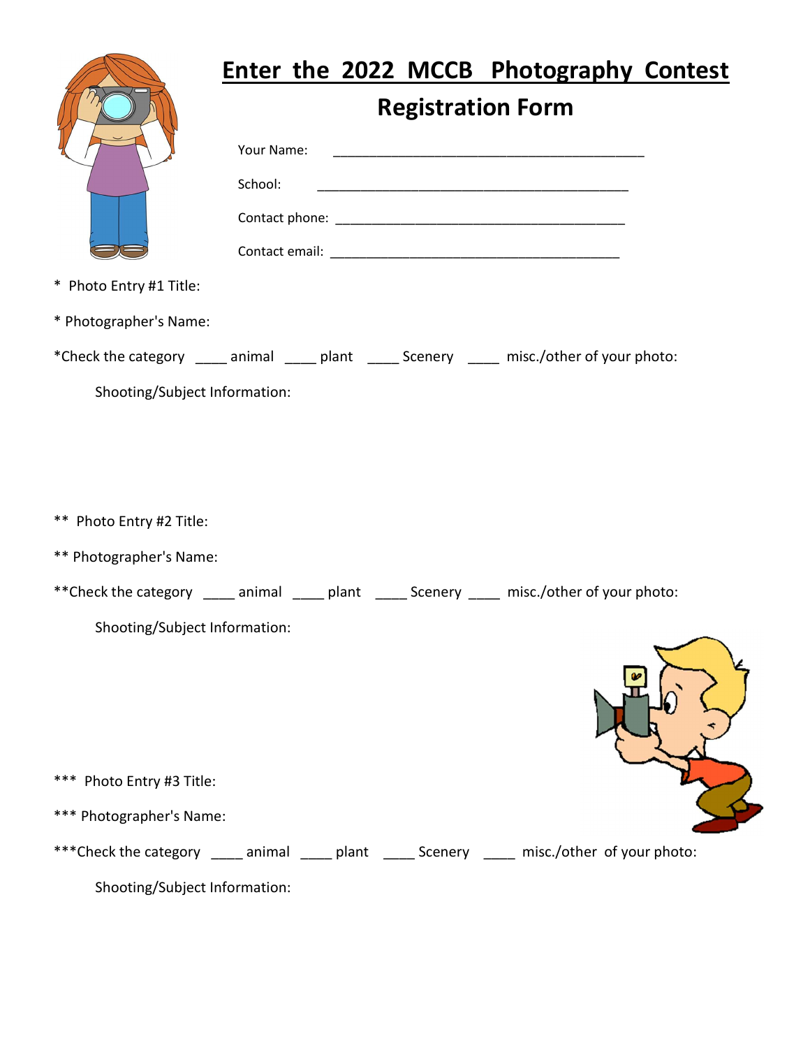# Enter the 2022 MCCB Photography Contest

## Registration Form

Your Name: ____________________________________________

School: ____________________________________________

Contact phone: ________________________________________

Contact email: ________________________________________

* Photo Entry #1 Title:

* Photographer's Name:

*Check the category ____ animal ____ plant ____ Scenery ____ misc./other of your photo:

Shooting/Subject Information:

** Photo Entry #2 Title:

** Photographer's Name:

**Check the category ____ animal ____ plant ____ Scenery ____ misc./other of your photo:

Shooting/Subject Information:

*** Photo Entry #3 Title:

*** Photographer's Name:

***Check the category ____ animal ____ plant ____ Scenery ____ misc./other of your photo:

Shooting/Subject Information: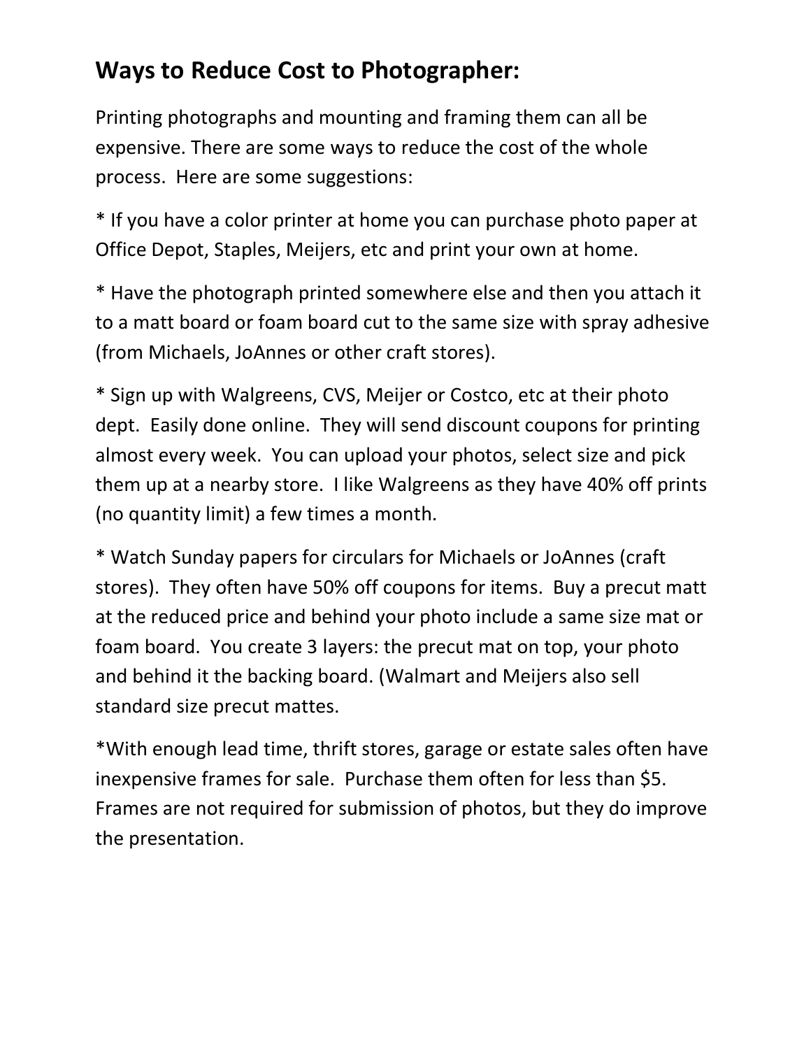## Ways to Reduce Cost to Photographer:

Printing photographs and mounting and framing them can all be expensive. There are some ways to reduce the cost of the whole process. Here are some suggestions:

* If you have a color printer at home you can purchase photo paper at Office Depot, Staples, Meijers, etc and print your own at home.

* Have the photograph printed somewhere else and then you attach it to a matt board or foam board cut to the same size with spray adhesive (from Michaels, JoAnnes or other craft stores).

* Sign up with Walgreens, CVS, Meijer or Costco, etc at their photo dept. Easily done online. They will send discount coupons for printing almost every week. You can upload your photos, select size and pick them up at a nearby store. I like Walgreens as they have 40% off prints (no quantity limit) a few times a month.

* Watch Sunday papers for circulars for Michaels or JoAnnes (craft stores). They often have 50% off coupons for items. Buy a precut matt at the reduced price and behind your photo include a same size mat or foam board. You create 3 layers: the precut mat on top, your photo and behind it the backing board. (Walmart and Meijers also sell standard size precut mattes.

*With enough lead time, thrift stores, garage or estate sales often have inexpensive frames for sale. Purchase them often for less than $5. Frames are not required for submission of photos, but they do improve the presentation.